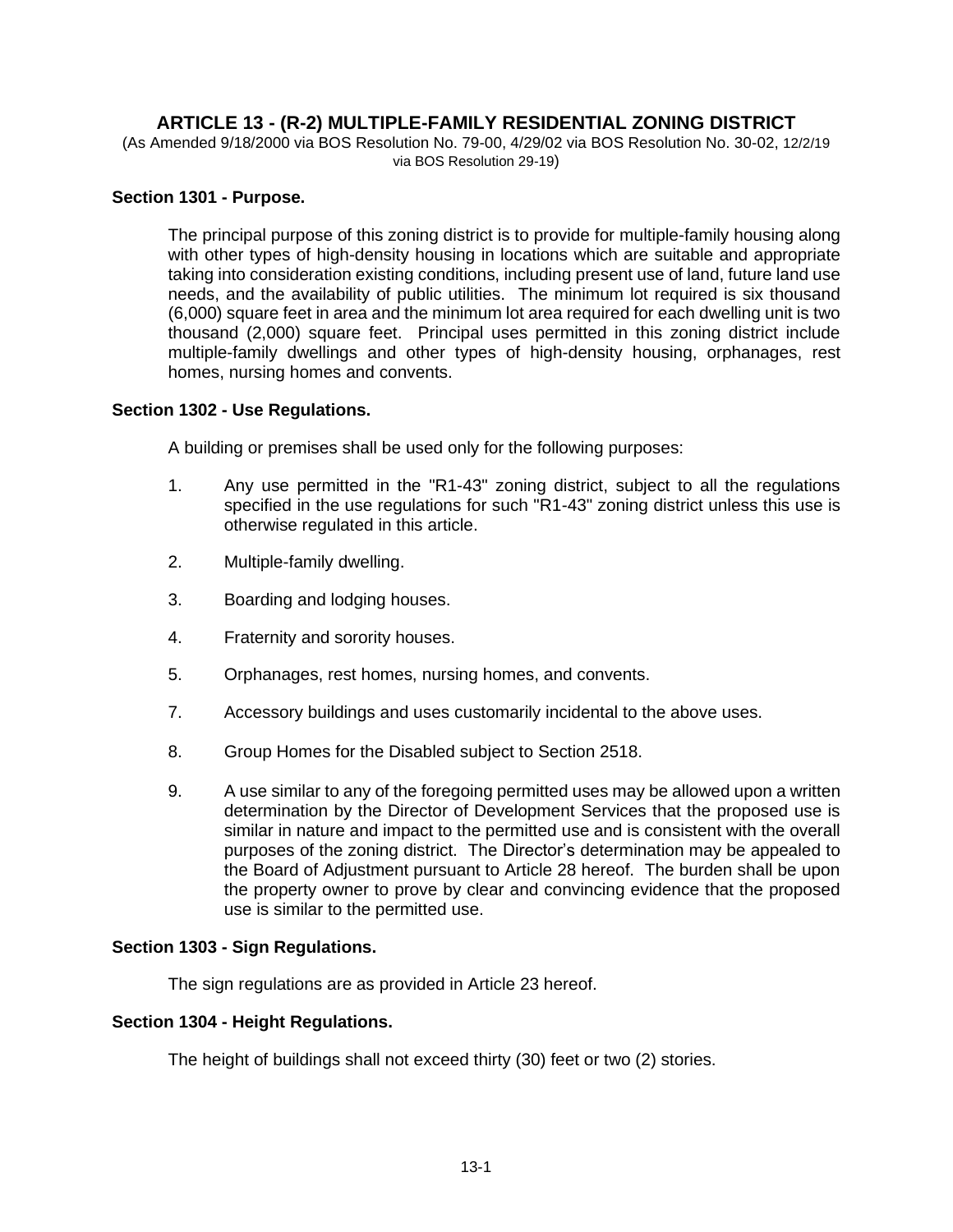# ARTICLE 13 - (R-2) MULTIPLE-FAMILY RESIDENTIAL ZONING DISTRICT

(As Amended 9/18/2000 via BOS Resolution No. 79-00, 4/29/02 via BOS Resolution No. 30-02, 12/2/19 via BOS Resolution 29-19)

### Section 1301 - Purpose.

The principal purpose of this zoning district is to provide for multiple-family housing along with other types of high-density housing in locations which are suitable and appropriate taking into consideration existing conditions, including present use of land, future land use needs, and the availability of public utilities. The minimum lot required is six thousand (6,000) square feet in area and the minimum lot area required for each dwelling unit is two thousand (2,000) square feet. Principal uses permitted in this zoning district include multiple-family dwellings and other types of high-density housing, orphanages, rest homes, nursing homes and convents.

### Section 1302 - Use Regulations.

A building or premises shall be used only for the following purposes:

1. Any use permitted in the "R1-43" zoning district, subject to all the regulations specified in the use regulations for such "R1-43" zoning district unless this use is otherwise regulated in this article.
2. Multiple-family dwelling.
3. Boarding and lodging houses.
4. Fraternity and sorority houses.
5. Orphanages, rest homes, nursing homes, and convents.
7. Accessory buildings and uses customarily incidental to the above uses.
8. Group Homes for the Disabled subject to Section 2518.
9. A use similar to any of the foregoing permitted uses may be allowed upon a written determination by the Director of Development Services that the proposed use is similar in nature and impact to the permitted use and is consistent with the overall purposes of the zoning district. The Director's determination may be appealed to the Board of Adjustment pursuant to Article 28 hereof. The burden shall be upon the property owner to prove by clear and convincing evidence that the proposed use is similar to the permitted use.

### Section 1303 - Sign Regulations.

The sign regulations are as provided in Article 23 hereof.

### Section 1304 - Height Regulations.

The height of buildings shall not exceed thirty (30) feet or two (2) stories.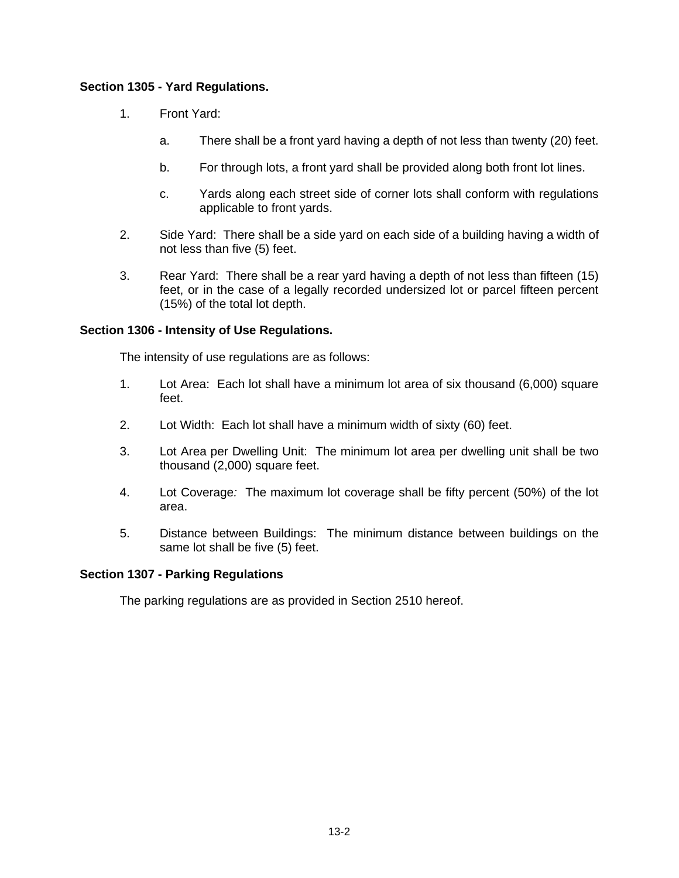## Section 1305 - Yard Regulations.

1. Front Yard:

   a. There shall be a front yard having a depth of not less than twenty (20) feet.

   b. For through lots, a front yard shall be provided along both front lot lines.

   c. Yards along each street side of corner lots shall conform with regulations applicable to front yards.

2. Side Yard: There shall be a side yard on each side of a building having a width of not less than five (5) feet.

3. Rear Yard: There shall be a rear yard having a depth of not less than fifteen (15) feet, or in the case of a legally recorded undersized lot or parcel fifteen percent (15%) of the total lot depth.

## Section 1306 - Intensity of Use Regulations.

The intensity of use regulations are as follows:

1. Lot Area: Each lot shall have a minimum lot area of six thousand (6,000) square feet.

2. Lot Width: Each lot shall have a minimum width of sixty (60) feet.

3. Lot Area per Dwelling Unit: The minimum lot area per dwelling unit shall be two thousand (2,000) square feet.

4. Lot Coverage*:* The maximum lot coverage shall be fifty percent (50%) of the lot area.

5. Distance between Buildings: The minimum distance between buildings on the same lot shall be five (5) feet.

## Section 1307 - Parking Regulations

The parking regulations are as provided in Section 2510 hereof.